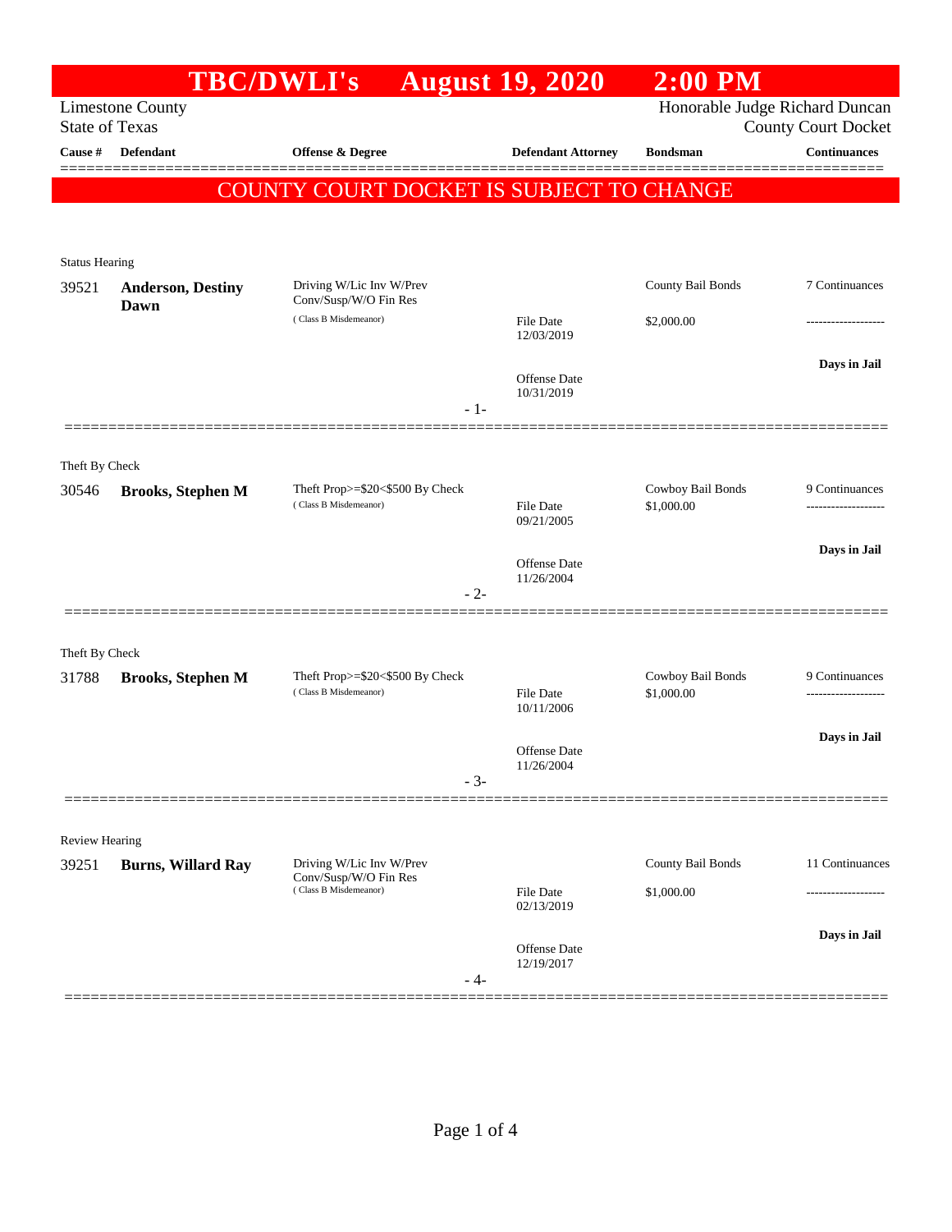# TBC/DWLI's August 19, 2020 2:00 PM

Limestone County
State of Texas

Honorable Judge Richard Duncan
County Court Docket

**COUNTY COURT DOCKET IS SUBJECT TO CHANGE**

| Cause # | Defendant | Offense & Degree | Defendant Attorney | Bondsman | Continuances |
|---|---|---|---|---|---|
| **Status Hearing** | | | | | |
| 39521 | **Anderson, Destiny Dawn** | Driving W/Lic Inv W/Prev Conv/Susp/W/O Fin Res (Class B Misdemeanor) | File Date 12/03/2019 Offense Date 10/31/2019 | County Bail Bonds $2,000.00 | 7 Continuances ------------------- **Days in Jail** |
| | | - 1- | | | |
| **Theft By Check** | | | | | |
| 30546 | **Brooks, Stephen M** | Theft Prop>=$20<$500 By Check (Class B Misdemeanor) | File Date 09/21/2005 Offense Date 11/26/2004 | Cowboy Bail Bonds $1,000.00 | 9 Continuances ------------------- **Days in Jail** |
| | | - 2- | | | |
| **Theft By Check** | | | | | |
| 31788 | **Brooks, Stephen M** | Theft Prop>=$20<$500 By Check (Class B Misdemeanor) | File Date 10/11/2006 Offense Date 11/26/2004 | Cowboy Bail Bonds $1,000.00 | 9 Continuances ------------------- **Days in Jail** |
| | | - 3- | | | |
| **Review Hearing** | | | | | |
| 39251 | **Burns, Willard Ray** | Driving W/Lic Inv W/Prev Conv/Susp/W/O Fin Res (Class B Misdemeanor) | File Date 02/13/2019 Offense Date 12/19/2017 | County Bail Bonds $1,000.00 | 11 Continuances ------------------- **Days in Jail** |
| | | - 4- | | | |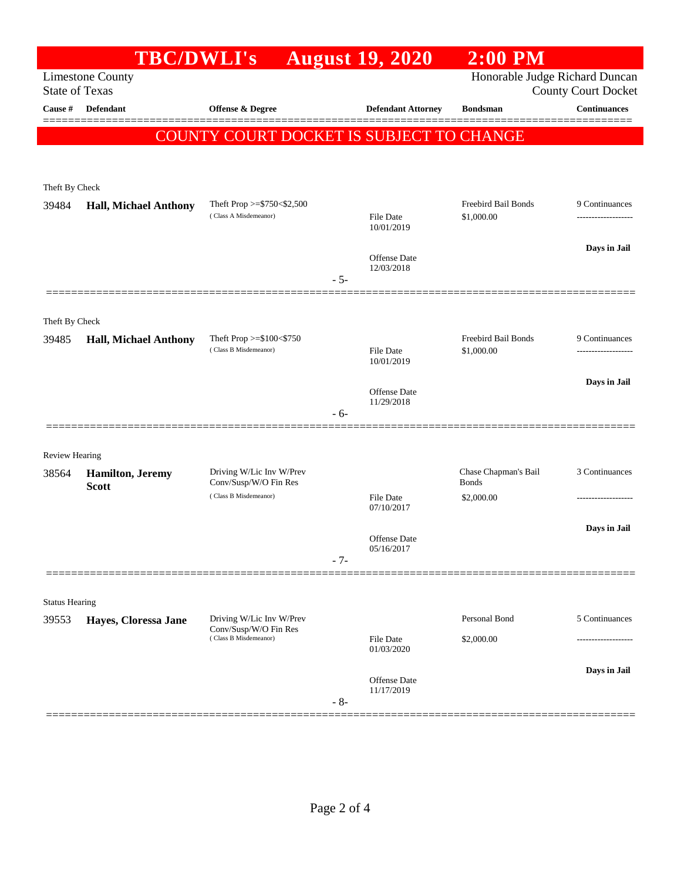# TBC/DWLI's August 19, 2020 2:00 PM

Limestone County
State of Texas

Honorable Judge Richard Duncan
County Court Docket

| Cause # | Defendant | Offense & Degree | Defendant Attorney | Bondsman | Continuances |
|---|---|---|---|---|---|

COUNTY COURT DOCKET IS SUBJECT TO CHANGE

Theft By Check

| Cause # | Defendant | Offense & Degree | Defendant Attorney | Bondsman | Continuances |
|---|---|---|---|---|---|
| 39484 | **Hall, Michael Anthony** | Theft Prop >=$750<$2,500 (Class A Misdemeanor) | File Date 10/01/2019<br>Offense Date 12/03/2018 | Freebird Bail Bonds $1,000.00 | 9 Continuances<br>-------------------<br>**Days in Jail** |

- 5-

Theft By Check

| Cause # | Defendant | Offense & Degree | Defendant Attorney | Bondsman | Continuances |
|---|---|---|---|---|---|
| 39485 | **Hall, Michael Anthony** | Theft Prop >=$100<$750 (Class B Misdemeanor) | File Date 10/01/2019<br>Offense Date 11/29/2018 | Freebird Bail Bonds $1,000.00 | 9 Continuances<br>-------------------<br>**Days in Jail** |

- 6-

Review Hearing

| Cause # | Defendant | Offense & Degree | Defendant Attorney | Bondsman | Continuances |
|---|---|---|---|---|---|
| 38564 | **Hamilton, Jeremy Scott** | Driving W/Lic Inv W/Prev Conv/Susp/W/O Fin Res (Class B Misdemeanor) | File Date 07/10/2017<br>Offense Date 05/16/2017 | Chase Chapman's Bail Bonds $2,000.00 | 3 Continuances<br>-------------------<br>**Days in Jail** |

- 7-

Status Hearing

| Cause # | Defendant | Offense & Degree | Defendant Attorney | Bondsman | Continuances |
|---|---|---|---|---|---|
| 39553 | **Hayes, Cloressa Jane** | Driving W/Lic Inv W/Prev Conv/Susp/W/O Fin Res (Class B Misdemeanor) | File Date 01/03/2020<br>Offense Date 11/17/2019 | Personal Bond $2,000.00 | 5 Continuances<br>-------------------<br>**Days in Jail** |

- 8-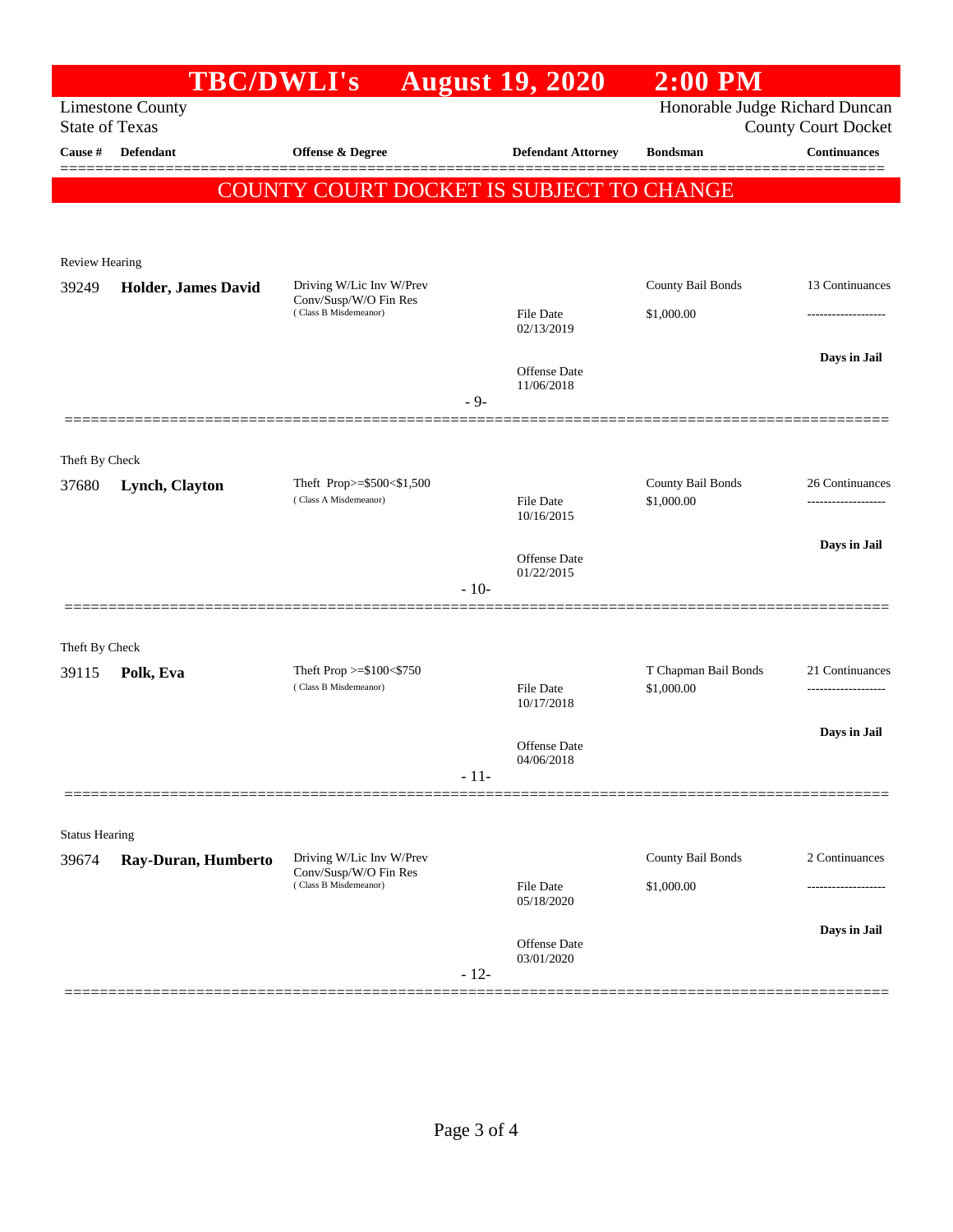# TBC/DWLI's August 19, 2020 2:00 PM

Limestone County
State of Texas

Honorable Judge Richard Duncan
County Court Docket

| Cause # | Defendant | Offense & Degree | Defendant Attorney | Bondsman | Continuances |
|---|---|---|---|---|---|

**COUNTY COURT DOCKET IS SUBJECT TO CHANGE**

Review Hearing

| Cause # | Defendant | Offense & Degree | Defendant Attorney | Bondsman | Continuances |
|---|---|---|---|---|---|
| 39249 | **Holder, James David** | Driving W/Lic Inv W/Prev Conv/Susp/W/O Fin Res (Class B Misdemeanor) | File Date 02/13/2019 | County Bail Bonds $1,000.00 | 13 Continuances |
| | | | Offense Date 11/06/2018 | | **Days in Jail** |

- 9-

Theft By Check

| Cause # | Defendant | Offense & Degree | Defendant Attorney | Bondsman | Continuances |
|---|---|---|---|---|---|
| 37680 | **Lynch, Clayton** | Theft Prop>=$500<$1,500 (Class A Misdemeanor) | File Date 10/16/2015 | County Bail Bonds $1,000.00 | 26 Continuances |
| | | | Offense Date 01/22/2015 | | **Days in Jail** |

- 10-

Theft By Check

| Cause # | Defendant | Offense & Degree | Defendant Attorney | Bondsman | Continuances |
|---|---|---|---|---|---|
| 39115 | **Polk, Eva** | Theft Prop >=$100<$750 (Class B Misdemeanor) | File Date 10/17/2018 | T Chapman Bail Bonds $1,000.00 | 21 Continuances |
| | | | Offense Date 04/06/2018 | | **Days in Jail** |

- 11-

Status Hearing

| Cause # | Defendant | Offense & Degree | Defendant Attorney | Bondsman | Continuances |
|---|---|---|---|---|---|
| 39674 | **Ray-Duran, Humberto** | Driving W/Lic Inv W/Prev Conv/Susp/W/O Fin Res (Class B Misdemeanor) | File Date 05/18/2020 | County Bail Bonds $1,000.00 | 2 Continuances |
| | | | Offense Date 03/01/2020 | | **Days in Jail** |

- 12-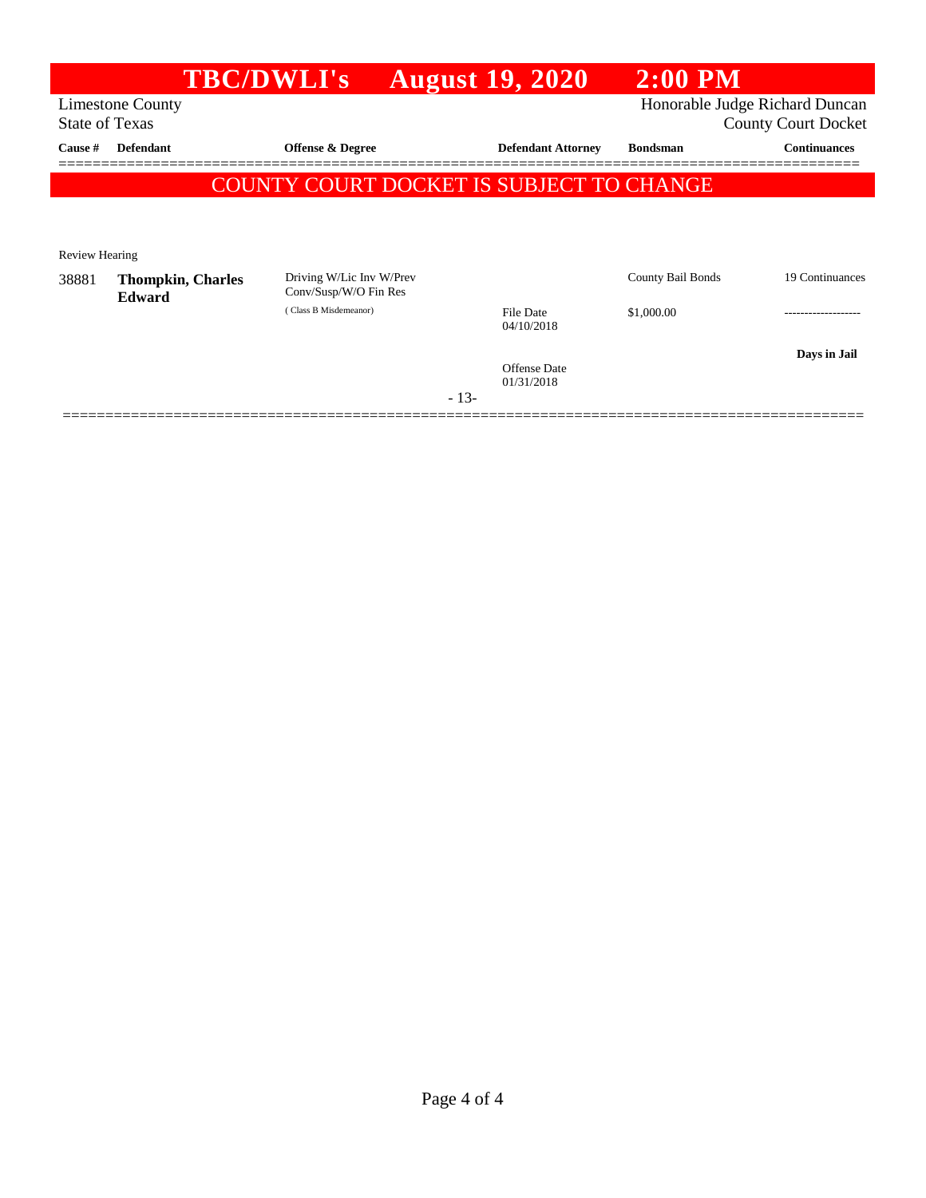# TBC/DWLI's August 19, 2020 2:00 PM

Limestone County
State of Texas

Honorable Judge Richard Duncan
County Court Docket

| Cause # | Defendant | Offense & Degree | Defendant Attorney | Bondsman | Continuances |
|---|---|---|---|---|---|

## COUNTY COURT DOCKET IS SUBJECT TO CHANGE

Review Hearing

| Cause # | Defendant | Offense & Degree | Defendant Attorney | Bondsman | Continuances |
|---|---|---|---|---|---|
| 38881 | **Thompkin, Charles Edward** | Driving W/Lic Inv W/Prev Conv/Susp/W/O Fin Res<br>( Class B Misdemeanor) | File Date<br>04/10/2018<br><br>Offense Date<br>01/31/2018 | County Bail Bonds<br>$1,000.00 | 19 Continuances<br>-------------------<br>**Days in Jail** |

- 13-